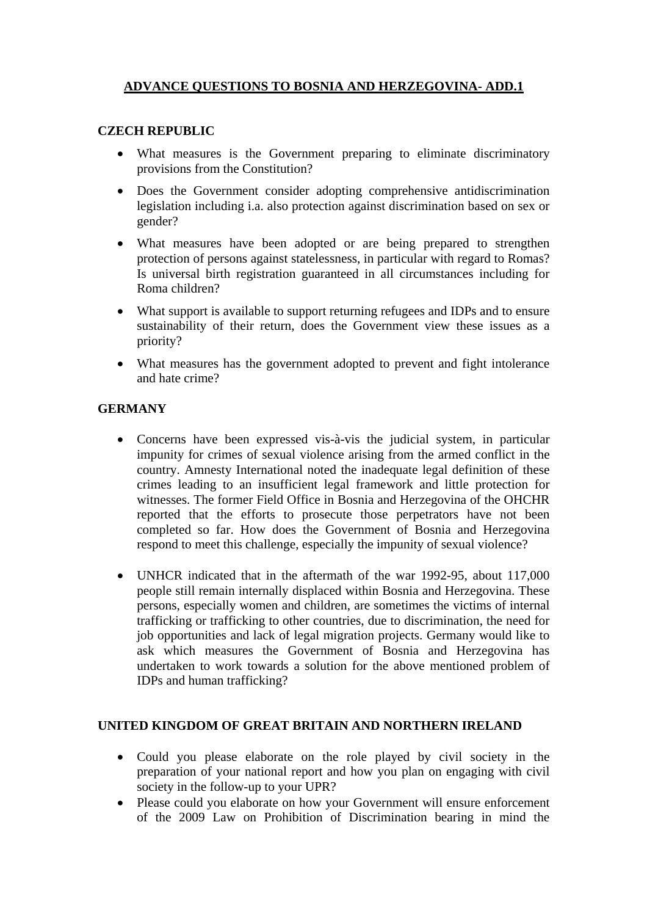# ADVANCE QUESTIONS TO BOSNIA AND HERZEGOVINA- ADD.1

## CZECH REPUBLIC

- What measures is the Government preparing to eliminate discriminatory provisions from the Constitution?
- Does the Government consider adopting comprehensive antidiscrimination legislation including i.a. also protection against discrimination based on sex or gender?
- What measures have been adopted or are being prepared to strengthen protection of persons against statelessness, in particular with regard to Romas? Is universal birth registration guaranteed in all circumstances including for Roma children?
- What support is available to support returning refugees and IDPs and to ensure sustainability of their return, does the Government view these issues as a priority?
- What measures has the government adopted to prevent and fight intolerance and hate crime?

## GERMANY

- Concerns have been expressed vis-à-vis the judicial system, in particular impunity for crimes of sexual violence arising from the armed conflict in the country. Amnesty International noted the inadequate legal definition of these crimes leading to an insufficient legal framework and little protection for witnesses. The former Field Office in Bosnia and Herzegovina of the OHCHR reported that the efforts to prosecute those perpetrators have not been completed so far. How does the Government of Bosnia and Herzegovina respond to meet this challenge, especially the impunity of sexual violence?

- UNHCR indicated that in the aftermath of the war 1992-95, about 117,000 people still remain internally displaced within Bosnia and Herzegovina. These persons, especially women and children, are sometimes the victims of internal trafficking or trafficking to other countries, due to discrimination, the need for job opportunities and lack of legal migration projects. Germany would like to ask which measures the Government of Bosnia and Herzegovina has undertaken to work towards a solution for the above mentioned problem of IDPs and human trafficking?

## UNITED KINGDOM OF GREAT BRITAIN AND NORTHERN IRELAND

- Could you please elaborate on the role played by civil society in the preparation of your national report and how you plan on engaging with civil society in the follow-up to your UPR?
- Please could you elaborate on how your Government will ensure enforcement of the 2009 Law on Prohibition of Discrimination bearing in mind the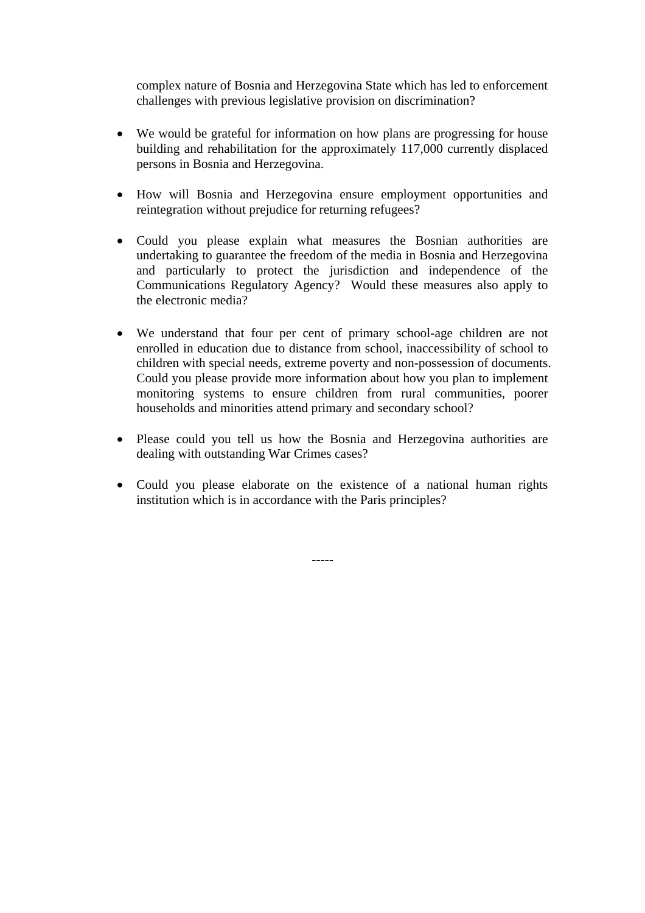complex nature of Bosnia and Herzegovina State which has led to enforcement challenges with previous legislative provision on discrimination?

- We would be grateful for information on how plans are progressing for house building and rehabilitation for the approximately 117,000 currently displaced persons in Bosnia and Herzegovina.

- How will Bosnia and Herzegovina ensure employment opportunities and reintegration without prejudice for returning refugees?

- Could you please explain what measures the Bosnian authorities are undertaking to guarantee the freedom of the media in Bosnia and Herzegovina and particularly to protect the jurisdiction and independence of the Communications Regulatory Agency? Would these measures also apply to the electronic media?

- We understand that four per cent of primary school-age children are not enrolled in education due to distance from school, inaccessibility of school to children with special needs, extreme poverty and non-possession of documents. Could you please provide more information about how you plan to implement monitoring systems to ensure children from rural communities, poorer households and minorities attend primary and secondary school?

- Please could you tell us how the Bosnia and Herzegovina authorities are dealing with outstanding War Crimes cases?

- Could you please elaborate on the existence of a national human rights institution which is in accordance with the Paris principles?

-----